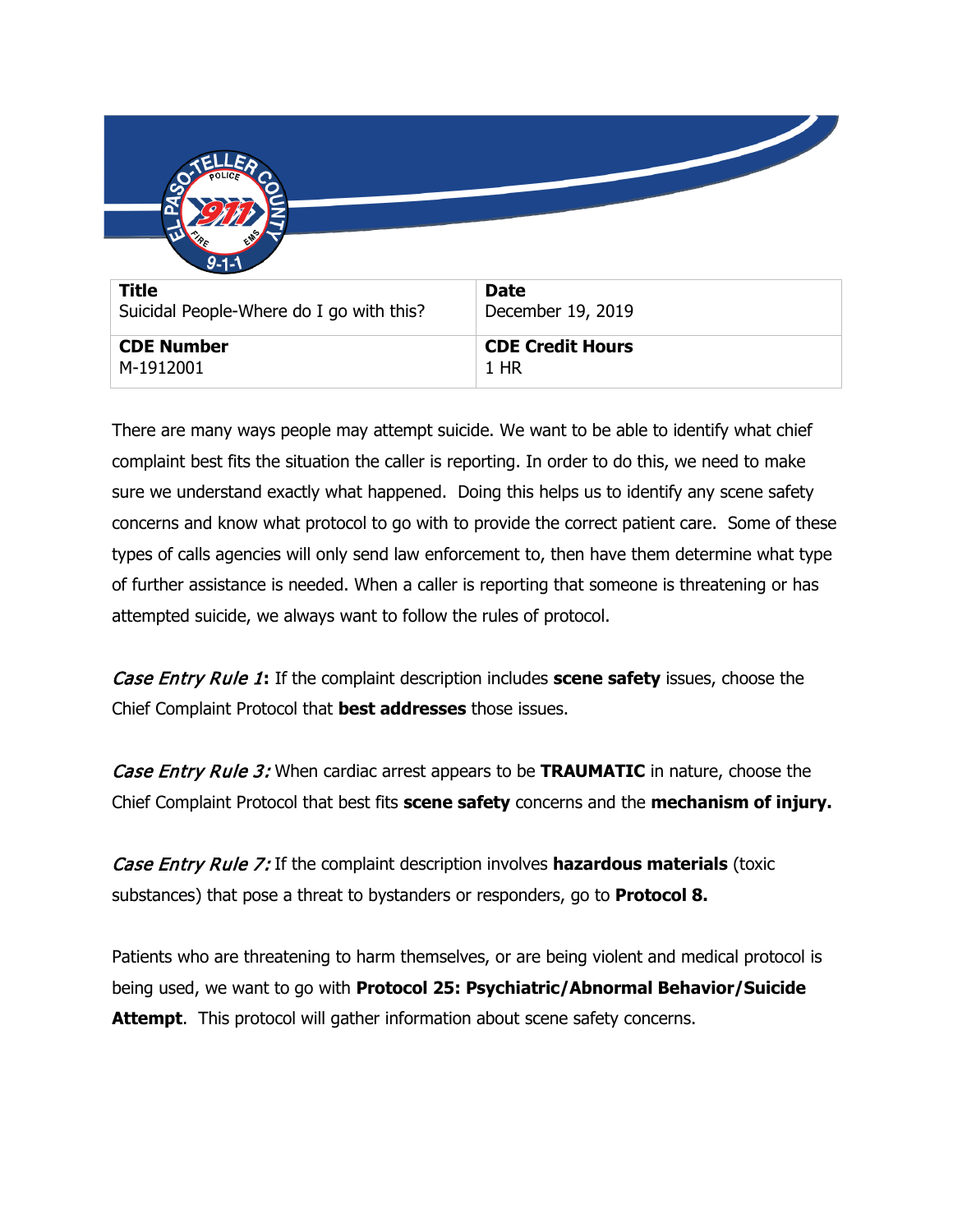| Title | Date |
|---|---|
| Suicidal People-Where do I go with this? | December 19, 2019 |
| **CDE Number** | **CDE Credit Hours** |
| M-1912001 | 1 HR |

There are many ways people may attempt suicide. We want to be able to identify what chief complaint best fits the situation the caller is reporting. In order to do this, we need to make sure we understand exactly what happened. Doing this helps us to identify any scene safety concerns and know what protocol to go with to provide the correct patient care. Some of these types of calls agencies will only send law enforcement to, then have them determine what type of further assistance is needed. When a caller is reporting that someone is threatening or has attempted suicide, we always want to follow the rules of protocol.

*Case Entry Rule 1***:** If the complaint description includes **scene safety** issues, choose the Chief Complaint Protocol that **best addresses** those issues.

*Case Entry Rule 3:* When cardiac arrest appears to be **TRAUMATIC** in nature, choose the Chief Complaint Protocol that best fits **scene safety** concerns and the **mechanism of injury.**

*Case Entry Rule 7:* If the complaint description involves **hazardous materials** (toxic substances) that pose a threat to bystanders or responders, go to **Protocol 8.**

Patients who are threatening to harm themselves, or are being violent and medical protocol is being used, we want to go with **Protocol 25: Psychiatric/Abnormal Behavior/Suicide Attempt**. This protocol will gather information about scene safety concerns.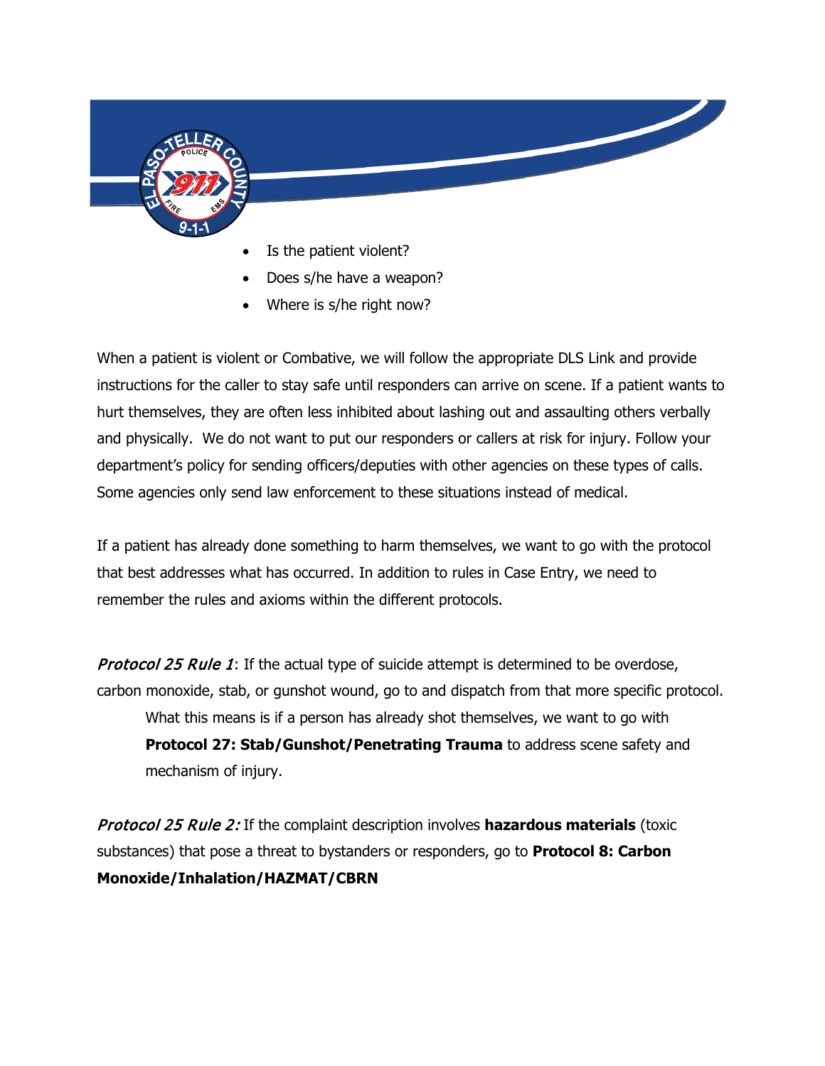- Is the patient violent?
- Does s/he have a weapon?
- Where is s/he right now?

When a patient is violent or Combative, we will follow the appropriate DLS Link and provide instructions for the caller to stay safe until responders can arrive on scene. If a patient wants to hurt themselves, they are often less inhibited about lashing out and assaulting others verbally and physically. We do not want to put our responders or callers at risk for injury. Follow your department's policy for sending officers/deputies with other agencies on these types of calls. Some agencies only send law enforcement to these situations instead of medical.

If a patient has already done something to harm themselves, we want to go with the protocol that best addresses what has occurred. In addition to rules in Case Entry, we need to remember the rules and axioms within the different protocols.

*Protocol 25 Rule 1*: If the actual type of suicide attempt is determined to be overdose, carbon monoxide, stab, or gunshot wound, go to and dispatch from that more specific protocol.

> What this means is if a person has already shot themselves, we want to go with **Protocol 27: Stab/Gunshot/Penetrating Trauma** to address scene safety and mechanism of injury.

*Protocol 25 Rule 2:* If the complaint description involves **hazardous materials** (toxic substances) that pose a threat to bystanders or responders, go to **Protocol 8: Carbon Monoxide/Inhalation/HAZMAT/CBRN**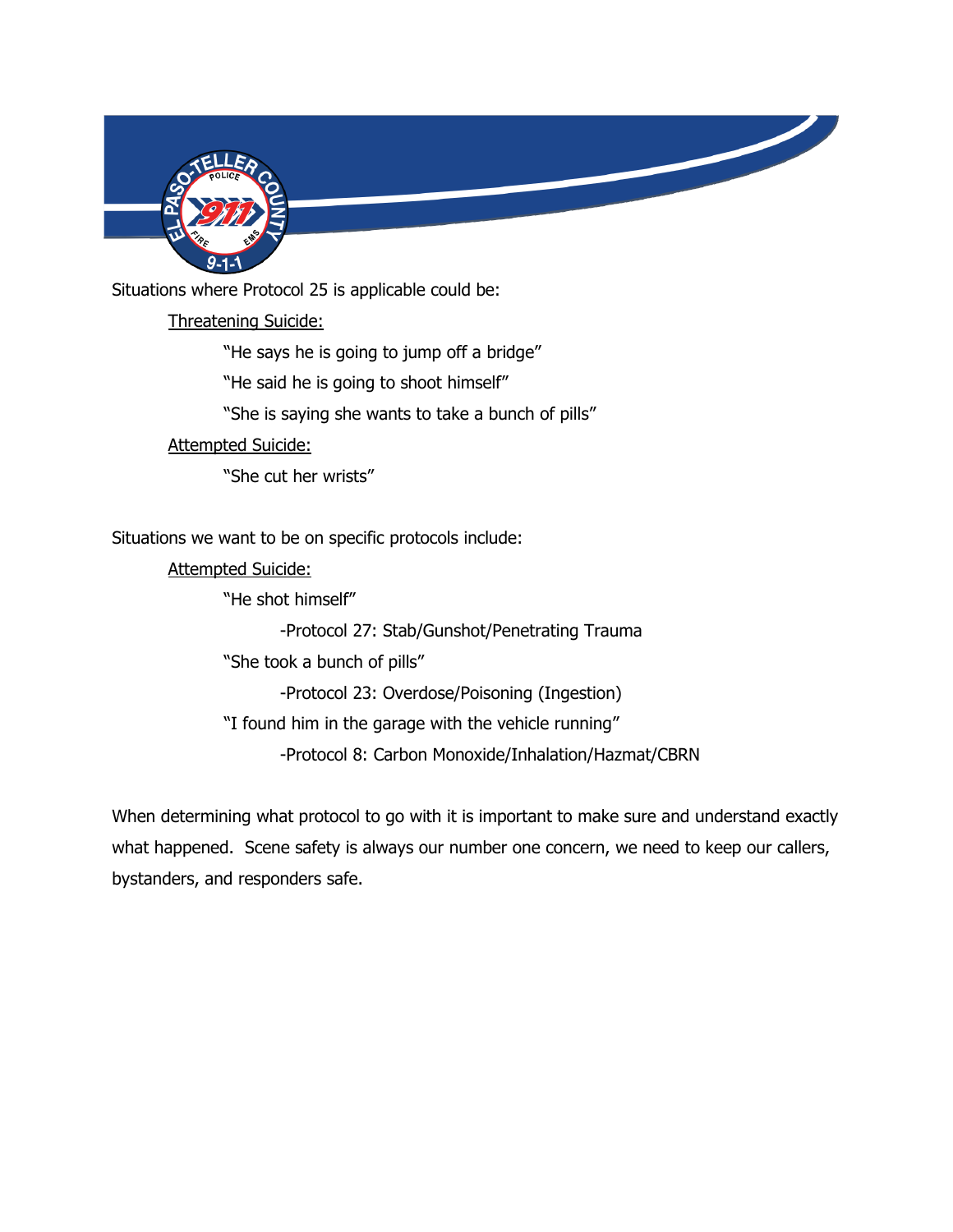Situations where Protocol 25 is applicable could be:

<u>Threatening Suicide:</u>

"He says he is going to jump off a bridge"

"He said he is going to shoot himself"

"She is saying she wants to take a bunch of pills"

<u>Attempted Suicide:</u>

"She cut her wrists"

Situations we want to be on specific protocols include:

<u>Attempted Suicide:</u>

"He shot himself"

-Protocol 27: Stab/Gunshot/Penetrating Trauma

"She took a bunch of pills"

-Protocol 23: Overdose/Poisoning (Ingestion)

"I found him in the garage with the vehicle running"

-Protocol 8: Carbon Monoxide/Inhalation/Hazmat/CBRN

When determining what protocol to go with it is important to make sure and understand exactly what happened. Scene safety is always our number one concern, we need to keep our callers, bystanders, and responders safe.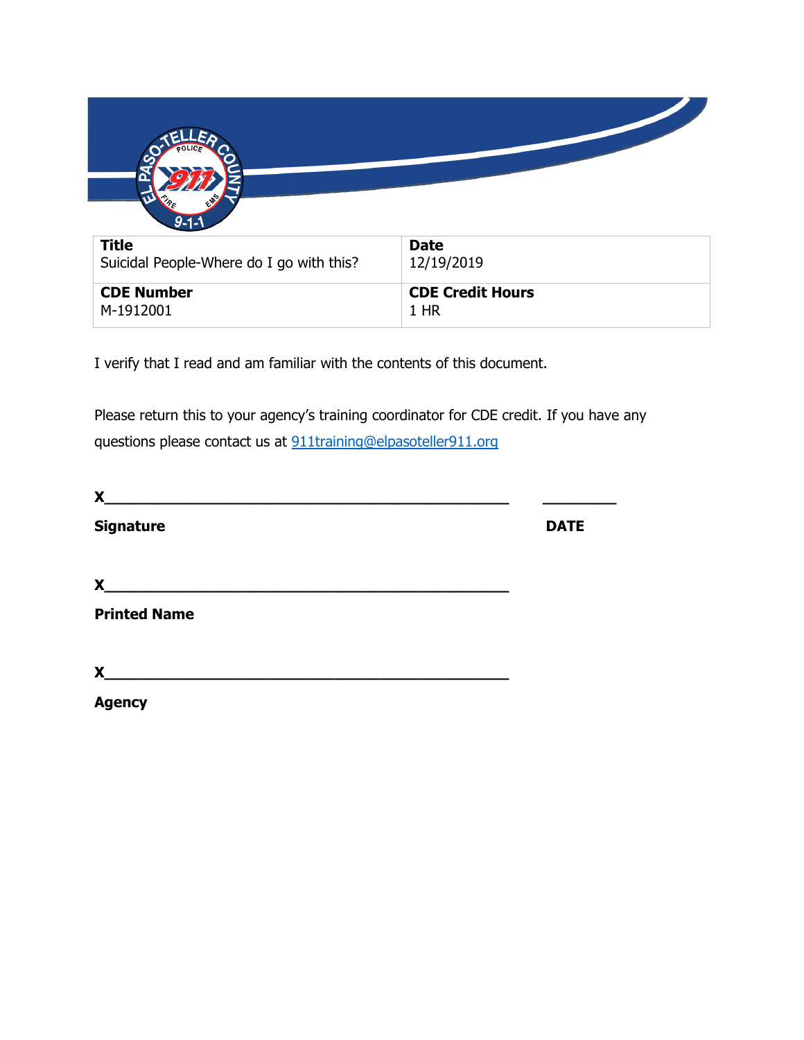| | |
|---|---|
| **Title**<br>Suicidal People-Where do I go with this? | **Date**<br>12/19/2019 |
| **CDE Number**<br>M-1912001 | **CDE Credit Hours**<br>1 HR |

I verify that I read and am familiar with the contents of this document.

Please return this to your agency's training coordinator for CDE credit. If you have any questions please contact us at 911training@elpasoteller911.org

**X**______________________________________________ ________

**Signature** **DATE**

**X**______________________________________________

**Printed Name**

**X**______________________________________________

**Agency**